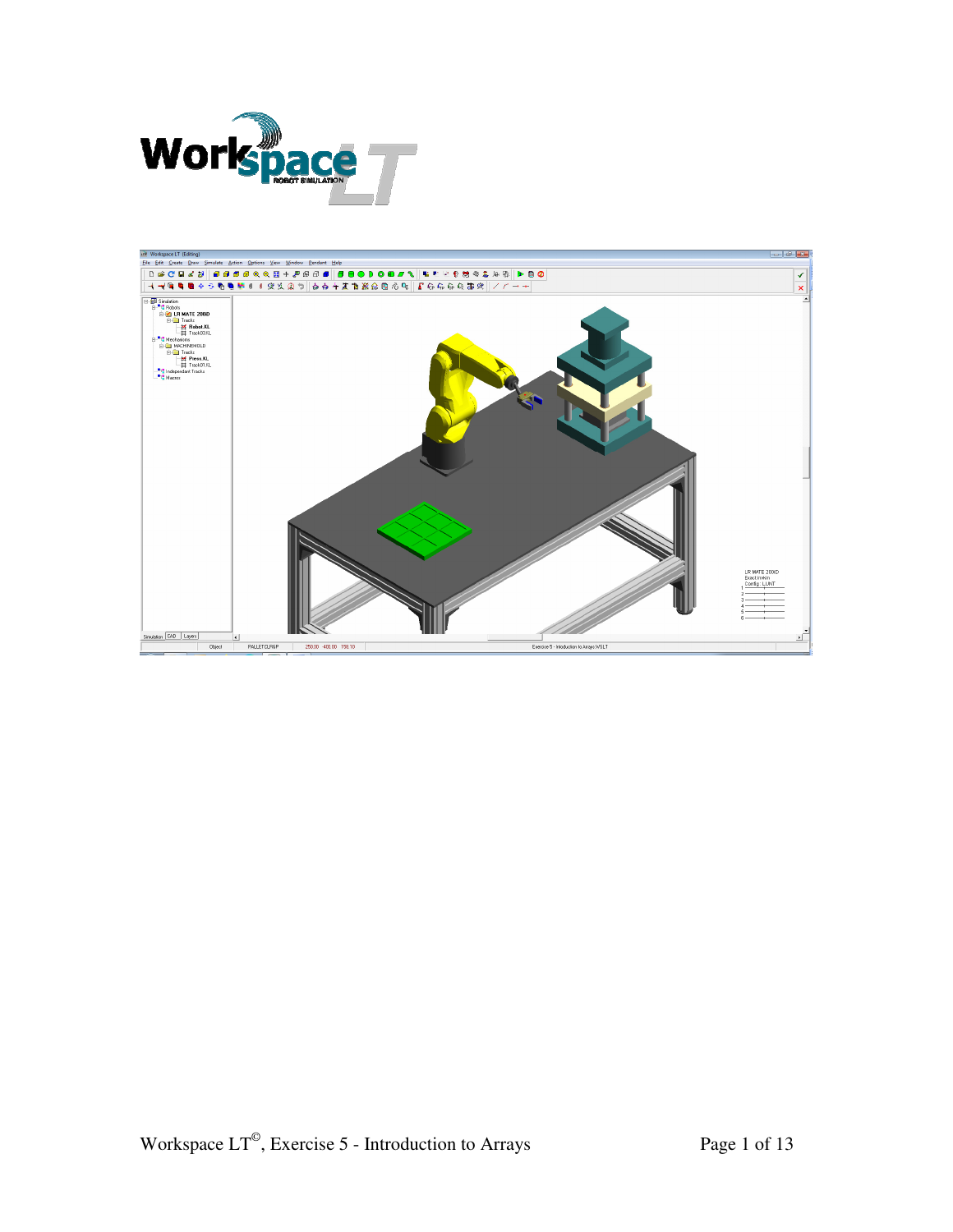Workspace LT ROBOT SIMULATION

Workspace LT©, Exercise 5 - Introduction to Arrays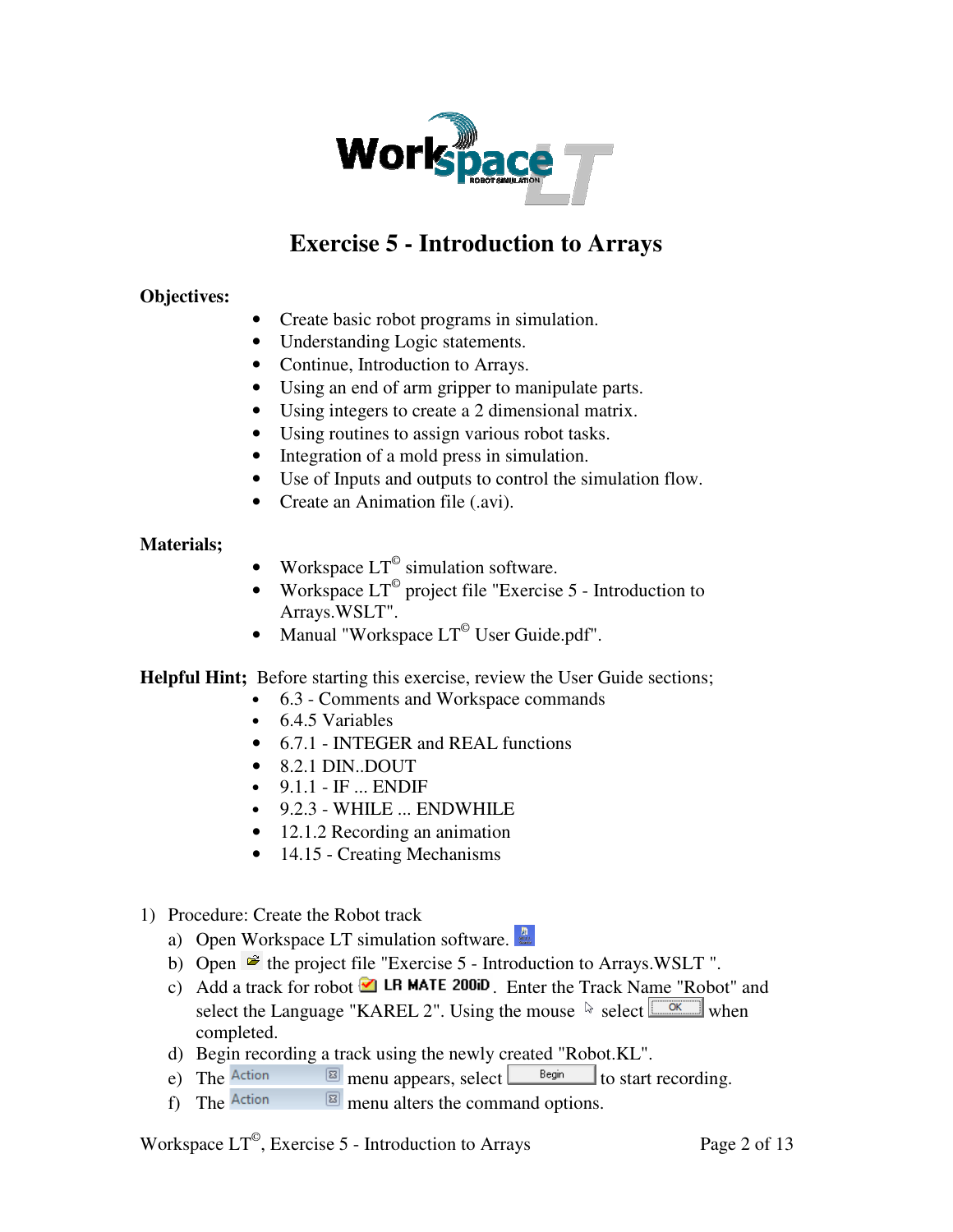# Exercise 5 - Introduction to Arrays

**Objectives:**

- Create basic robot programs in simulation.
- Understanding Logic statements.
- Continue, Introduction to Arrays.
- Using an end of arm gripper to manipulate parts.
- Using integers to create a 2 dimensional matrix.
- Using routines to assign various robot tasks.
- Integration of a mold press in simulation.
- Use of Inputs and outputs to control the simulation flow.
- Create an Animation file (.avi).

**Materials;**

- Workspace LT© simulation software.
- Workspace LT© project file "Exercise 5 - Introduction to Arrays.WSLT".
- Manual "Workspace LT© User Guide.pdf".

**Helpful Hint;** Before starting this exercise, review the User Guide sections;

- 6.3 - Comments and Workspace commands
- 6.4.5 Variables
- 6.7.1 - INTEGER and REAL functions
- 8.2.1 DIN..DOUT
- 9.1.1 - IF ... ENDIF
- 9.2.3 - WHILE ... ENDWHILE
- 12.1.2 Recording an animation
- 14.15 - Creating Mechanisms

1) Procedure: Create the Robot track
   a) Open Workspace LT simulation software.
   b) Open the project file "Exercise 5 - Introduction to Arrays.WSLT ".
   c) Add a track for robot LR MATE 200iD. Enter the Track Name "Robot" and select the Language "KAREL 2". Using the mouse select OK when completed.
   d) Begin recording a track using the newly created "Robot.KL".
   e) The Action menu appears, select Begin to start recording.
   f) The Action menu alters the command options.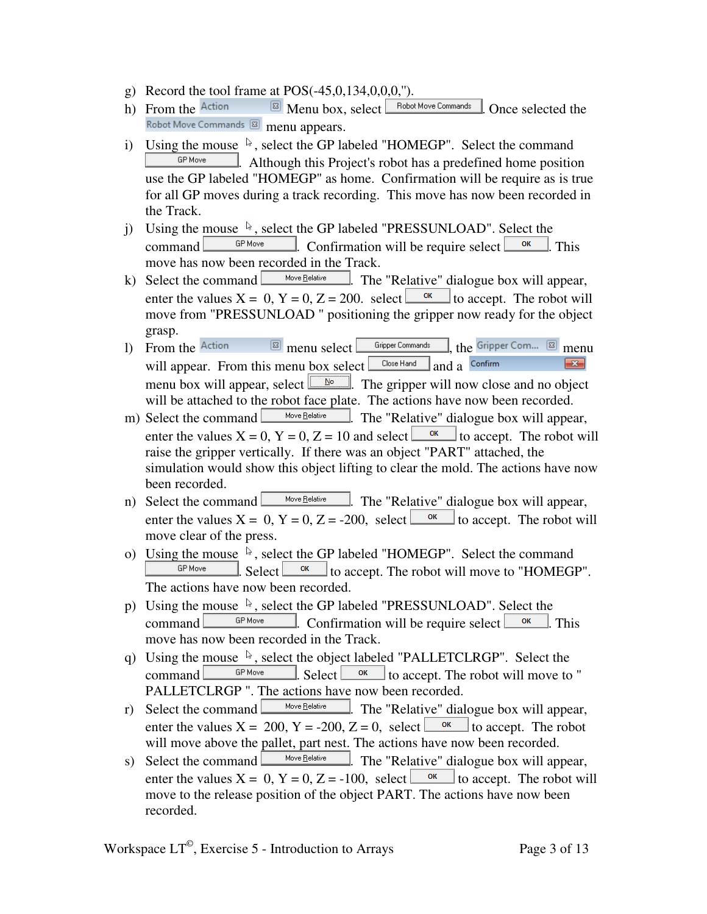g) Record the tool frame at POS(-45,0,134,0,0,0,'').

h) From the Action Menu box, select Robot Move Commands. Once selected the Robot Move Commands menu appears.

i) Using the mouse, select the GP labeled "HOMEGP". Select the command GP Move. Although this Project's robot has a predefined home position use the GP labeled "HOMEGP" as home. Confirmation will be require as is true for all GP moves during a track recording. This move has now been recorded in the Track.

j) Using the mouse, select the GP labeled "PRESSUNLOAD". Select the command GP Move. Confirmation will be require select OK. This move has now been recorded in the Track.

k) Select the command Move Relative. The "Relative" dialogue box will appear, enter the values X = 0, Y = 0, Z = 200. select OK to accept. The robot will move from "PRESSUNLOAD " positioning the gripper now ready for the object grasp.

l) From the Action menu select Gripper Commands, the Gripper Com... menu will appear. From this menu box select Close Hand and a Confirm menu box will appear, select No. The gripper will now close and no object will be attached to the robot face plate. The actions have now been recorded.

m) Select the command Move Relative. The "Relative" dialogue box will appear, enter the values X = 0, Y = 0, Z = 10 and select OK to accept. The robot will raise the gripper vertically. If there was an object "PART" attached, the simulation would show this object lifting to clear the mold. The actions have now been recorded.

n) Select the command Move Relative. The "Relative" dialogue box will appear, enter the values X = 0, Y = 0, Z = -200, select OK to accept. The robot will move clear of the press.

o) Using the mouse, select the GP labeled "HOMEGP". Select the command GP Move. Select OK to accept. The robot will move to "HOMEGP". The actions have now been recorded.

p) Using the mouse, select the GP labeled "PRESSUNLOAD". Select the command GP Move. Confirmation will be require select OK. This move has now been recorded in the Track.

q) Using the mouse, select the object labeled "PALLETCLRGP". Select the command GP Move. Select OK to accept. The robot will move to " PALLETCLRGP ". The actions have now been recorded.

r) Select the command Move Relative. The "Relative" dialogue box will appear, enter the values X = 200, Y = -200, Z = 0, select OK to accept. The robot will move above the pallet, part nest. The actions have now been recorded.

s) Select the command Move Relative. The "Relative" dialogue box will appear, enter the values X = 0, Y = 0, Z = -100, select OK to accept. The robot will move to the release position of the object PART. The actions have now been recorded.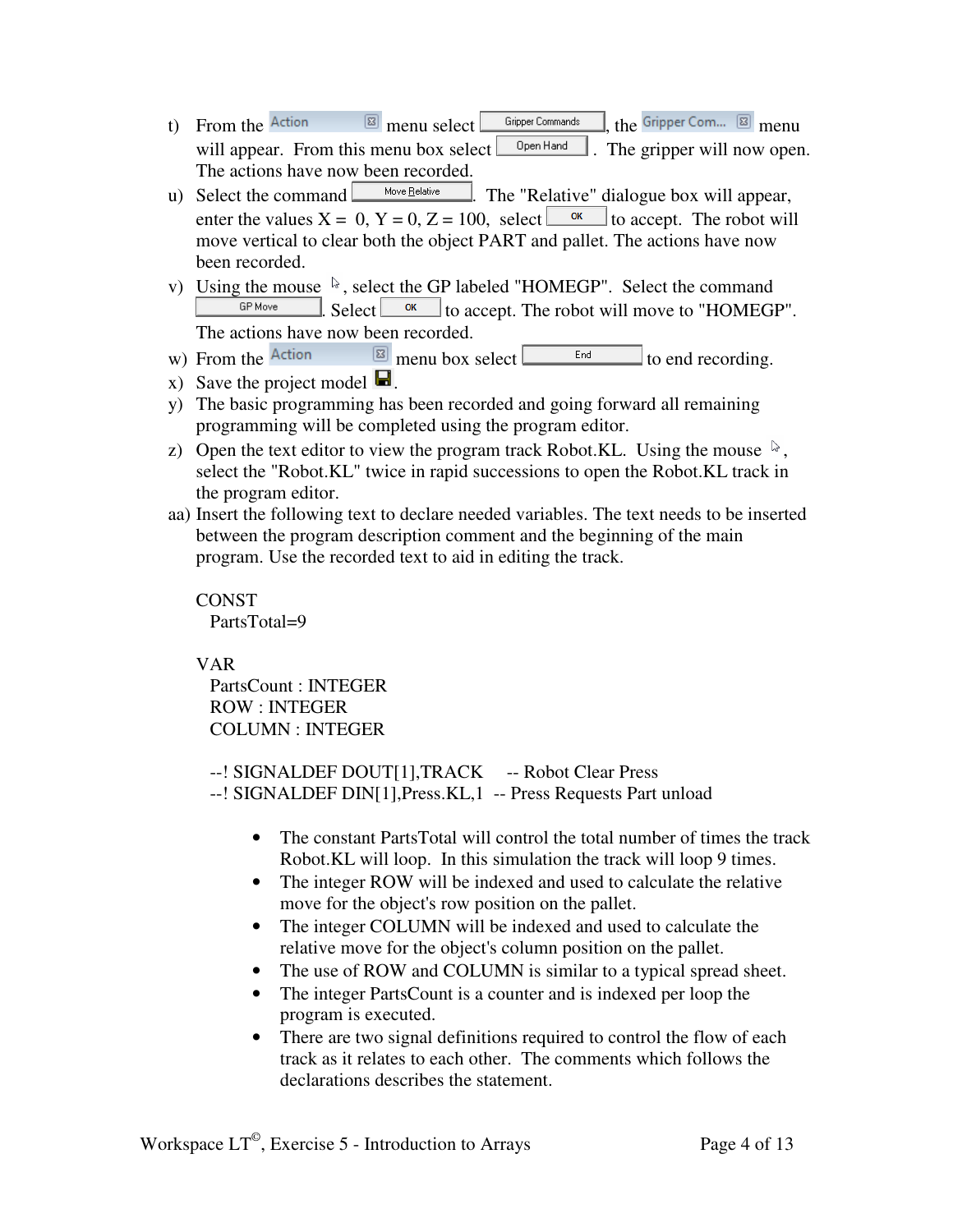t) From the Action menu select Gripper Commands, the Gripper Com... menu will appear. From this menu box select Open Hand. The gripper will now open. The actions have now been recorded.

u) Select the command Move Relative. The "Relative" dialogue box will appear, enter the values X = 0, Y = 0, Z = 100, select OK to accept. The robot will move vertical to clear both the object PART and pallet. The actions have now been recorded.

v) Using the mouse, select the GP labeled "HOMEGP". Select the command GP Move. Select OK to accept. The robot will move to "HOMEGP". The actions have now been recorded.

w) From the Action menu box select End to end recording.

x) Save the project model.

y) The basic programming has been recorded and going forward all remaining programming will be completed using the program editor.

z) Open the text editor to view the program track Robot.KL. Using the mouse, select the "Robot.KL" twice in rapid successions to open the Robot.KL track in the program editor.

aa) Insert the following text to declare needed variables. The text needs to be inserted between the program description comment and the beginning of the main program. Use the recorded text to aid in editing the track.

```
CONST
  PartsTotal=9

VAR
  PartsCount : INTEGER
  ROW : INTEGER
  COLUMN : INTEGER

  --! SIGNALDEF DOUT[1],TRACK     -- Robot Clear Press
  --! SIGNALDEF DIN[1],Press.KL,1  -- Press Requests Part unload
```

- The constant PartsTotal will control the total number of times the track Robot.KL will loop. In this simulation the track will loop 9 times.
- The integer ROW will be indexed and used to calculate the relative move for the object's row position on the pallet.
- The integer COLUMN will be indexed and used to calculate the relative move for the object's column position on the pallet.
- The use of ROW and COLUMN is similar to a typical spread sheet.
- The integer PartsCount is a counter and is indexed per loop the program is executed.
- There are two signal definitions required to control the flow of each track as it relates to each other. The comments which follows the declarations describes the statement.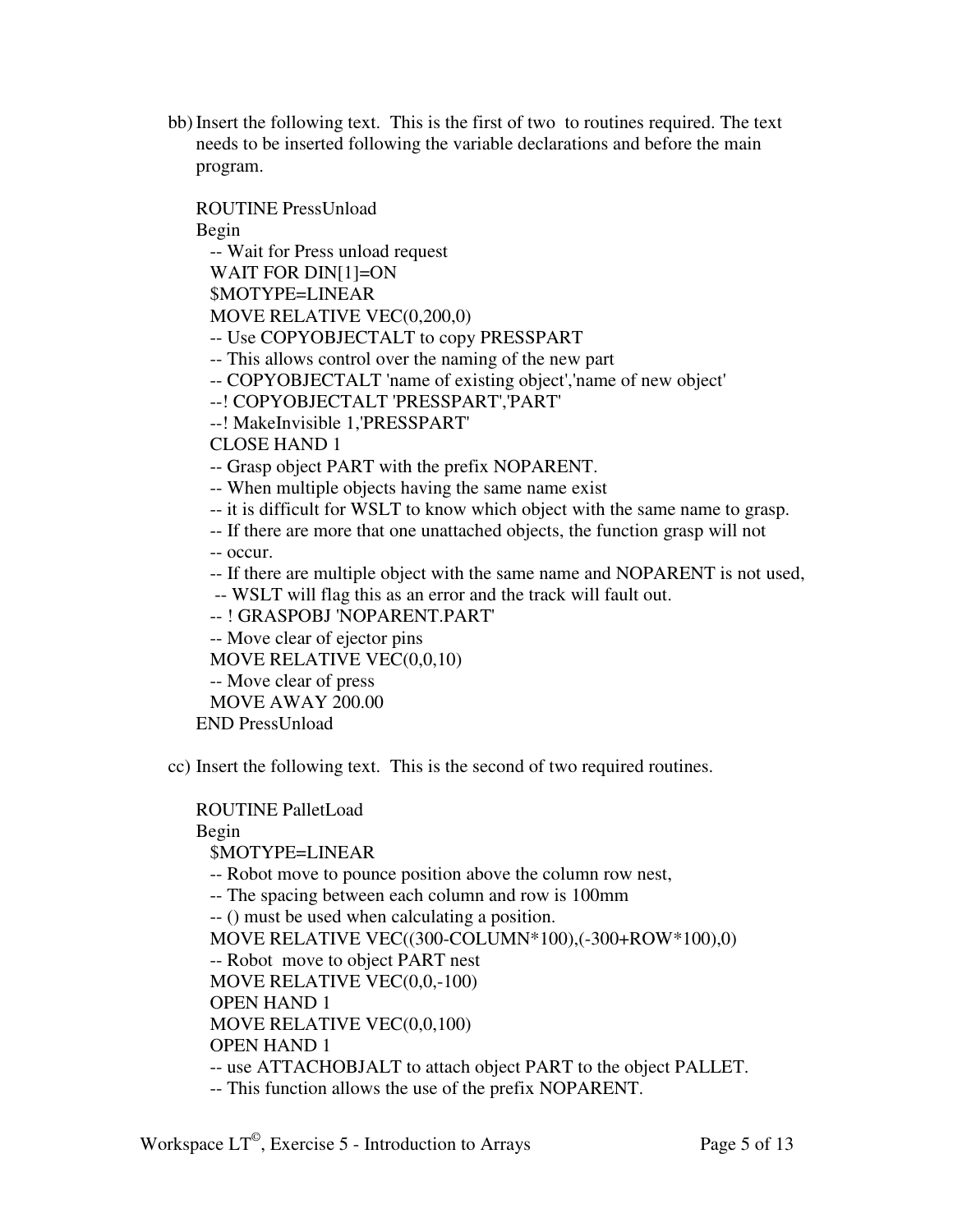bb) Insert the following text. This is the first of two to routines required. The text needs to be inserted following the variable declarations and before the main program.

```
ROUTINE PressUnload
Begin
  -- Wait for Press unload request
  WAIT FOR DIN[1]=ON
  $MOTYPE=LINEAR
  MOVE RELATIVE VEC(0,200,0)
  -- Use COPYOBJECTALT to copy PRESSPART
  -- This allows control over the naming of the new part
  -- COPYOBJECTALT 'name of existing object','name of new object'
  --! COPYOBJECTALT 'PRESSPART','PART'
  --! MakeInvisible 1,'PRESSPART'
  CLOSE HAND 1
  -- Grasp object PART with the prefix NOPARENT.
  -- When multiple objects having the same name exist
  -- it is difficult for WSLT to know which object with the same name to grasp.
  -- If there are more that one unattached objects, the function grasp will not
  -- occur.
  -- If there are multiple object with the same name and NOPARENT is not used,
   -- WSLT will flag this as an error and the track will fault out.
  -- ! GRASPOBJ 'NOPARENT.PART'
  -- Move clear of ejector pins
  MOVE RELATIVE VEC(0,0,10)
  -- Move clear of press
  MOVE AWAY 200.00
END PressUnload
```

cc) Insert the following text. This is the second of two required routines.

```
ROUTINE PalletLoad
Begin
  $MOTYPE=LINEAR
  -- Robot move to pounce position above the column row nest,
  -- The spacing between each column and row is 100mm
  -- () must be used when calculating a position.
  MOVE RELATIVE VEC((300-COLUMN*100),(-300+ROW*100),0)
  -- Robot  move to object PART nest
  MOVE RELATIVE VEC(0,0,-100)
  OPEN HAND 1
  MOVE RELATIVE VEC(0,0,100)
  OPEN HAND 1
  -- use ATTACHOBJALT to attach object PART to the object PALLET.
  -- This function allows the use of the prefix NOPARENT.
```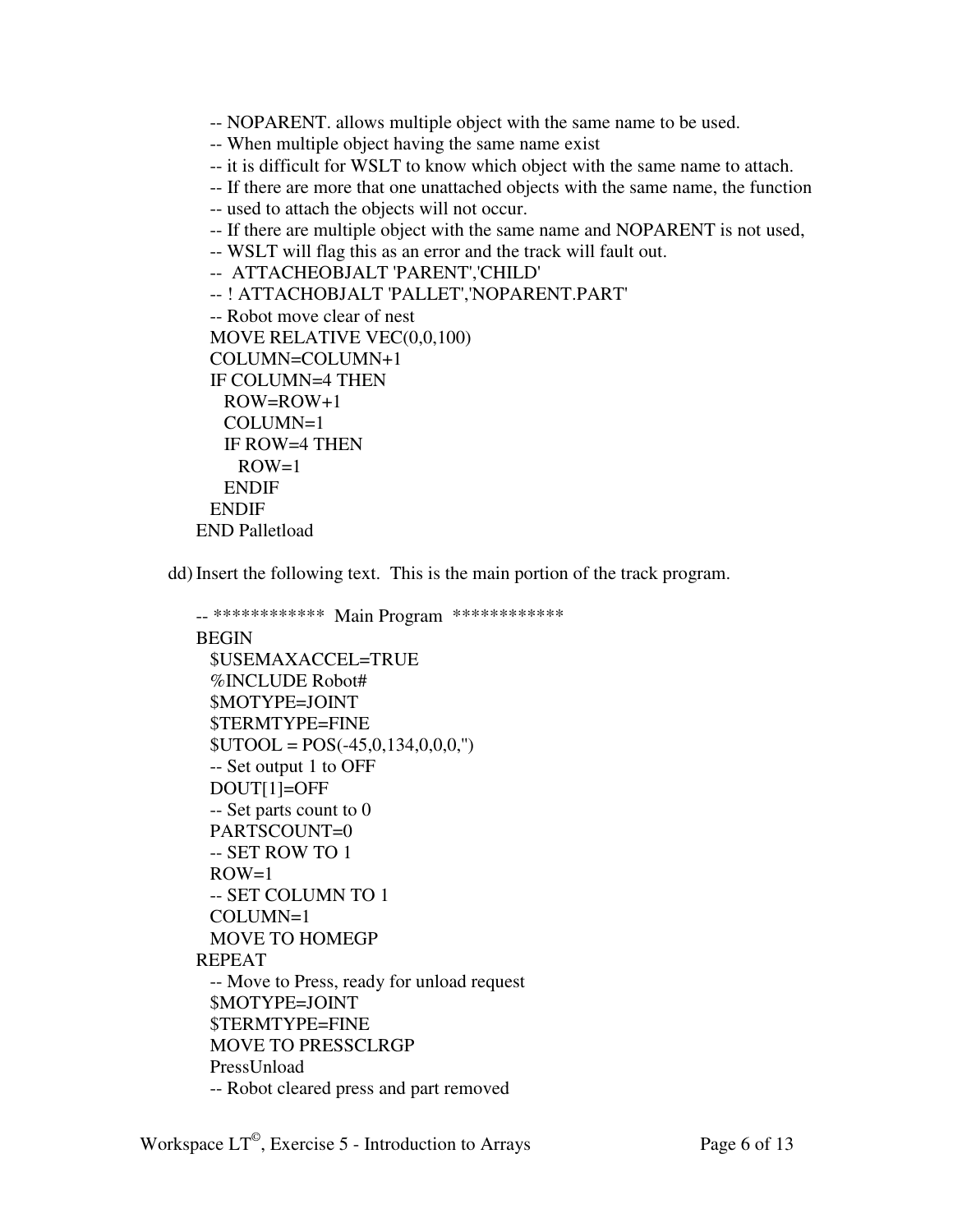```
  -- NOPARENT. allows multiple object with the same name to be used.
  -- When multiple object having the same name exist
  -- it is difficult for WSLT to know which object with the same name to attach.
  -- If there are more that one unattached objects with the same name, the function
  -- used to attach the objects will not occur.
  -- If there are multiple object with the same name and NOPARENT is not used,
  -- WSLT will flag this as an error and the track will fault out.
  --  ATTACHEOBJALT 'PARENT','CHILD'
  -- ! ATTACHOBJALT 'PALLET','NOPARENT.PART'
  -- Robot move clear of nest
  MOVE RELATIVE VEC(0,0,100)
  COLUMN=COLUMN+1
  IF COLUMN=4 THEN
    ROW=ROW+1
    COLUMN=1
    IF ROW=4 THEN
      ROW=1
    ENDIF
  ENDIF
END Palletload
```

dd) Insert the following text. This is the main portion of the track program.

```
-- ************ Main Program ************
BEGIN
  $USEMAXACCEL=TRUE
  %INCLUDE Robot#
  $MOTYPE=JOINT
  $TERMTYPE=FINE
  $UTOOL = POS(-45,0,134,0,0,0,'')
  -- Set output 1 to OFF
  DOUT[1]=OFF
  -- Set parts count to 0
  PARTSCOUNT=0
  -- SET ROW TO 1
  ROW=1
  -- SET COLUMN TO 1
  COLUMN=1
  MOVE TO HOMEGP
REPEAT
  -- Move to Press, ready for unload request
  $MOTYPE=JOINT
  $TERMTYPE=FINE
  MOVE TO PRESSCLRGP
  PressUnload
  -- Robot cleared press and part removed
```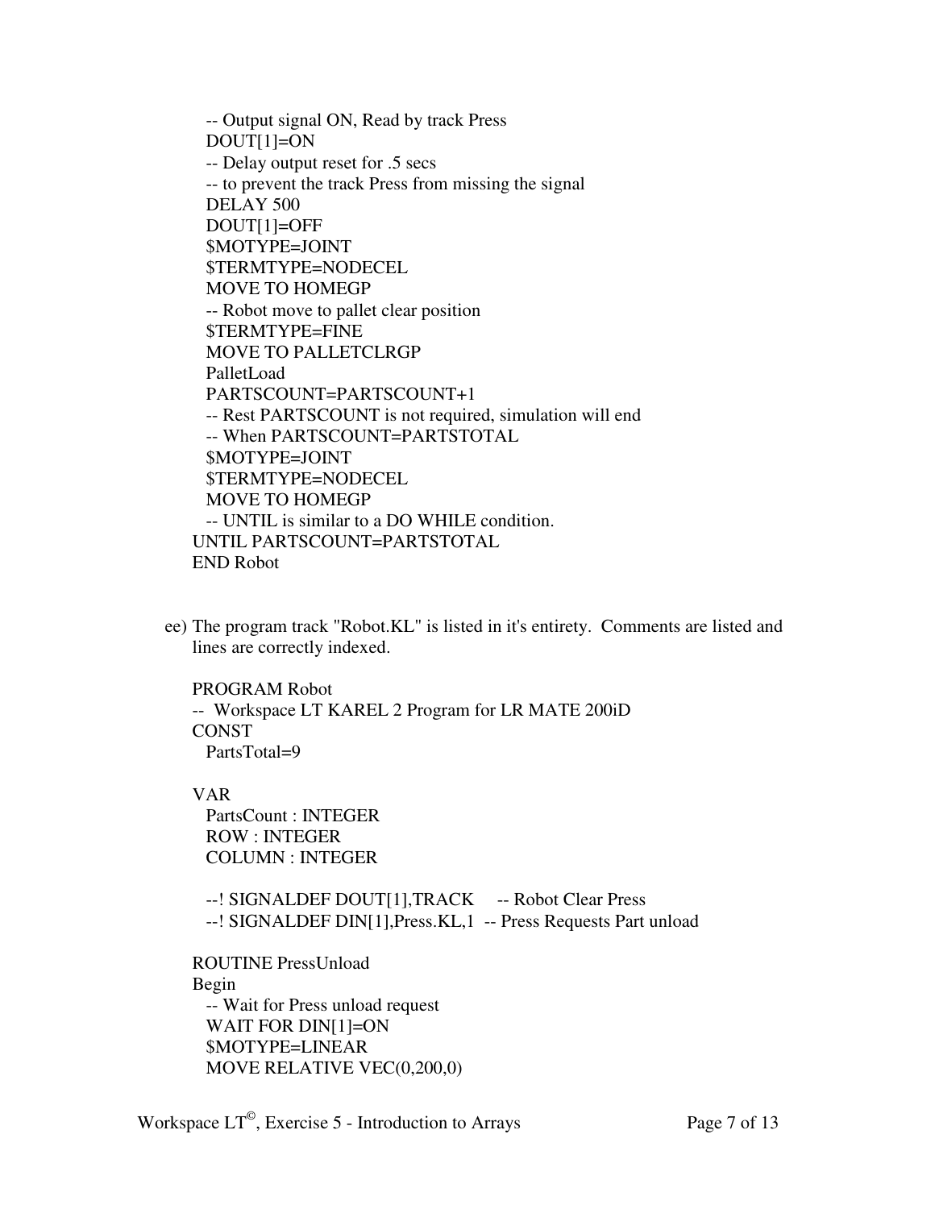```
    -- Output signal ON, Read by track Press
    DOUT[1]=ON
    -- Delay output reset for .5 secs
    -- to prevent the track Press from missing the signal
    DELAY 500
    DOUT[1]=OFF
    $MOTYPE=JOINT
    $TERMTYPE=NODECEL
    MOVE TO HOMEGP
    -- Robot move to pallet clear position
    $TERMTYPE=FINE
    MOVE TO PALLETCLRGP
    PalletLoad
    PARTSCOUNT=PARTSCOUNT+1
    -- Rest PARTSCOUNT is not required, simulation will end
    -- When PARTSCOUNT=PARTSTOTAL
    $MOTYPE=JOINT
    $TERMTYPE=NODECEL
    MOVE TO HOMEGP
    -- UNTIL is similar to a DO WHILE condition.
  UNTIL PARTSCOUNT=PARTSTOTAL
  END Robot
```

ee) The program track "Robot.KL" is listed in it's entirety. Comments are listed and lines are correctly indexed.

```
PROGRAM Robot
--  Workspace LT KAREL 2 Program for LR MATE 200iD
CONST
  PartsTotal=9

VAR
  PartsCount : INTEGER
  ROW : INTEGER
  COLUMN : INTEGER

  --! SIGNALDEF DOUT[1],TRACK     -- Robot Clear Press
  --! SIGNALDEF DIN[1],Press.KL,1  -- Press Requests Part unload

ROUTINE PressUnload
Begin
  -- Wait for Press unload request
  WAIT FOR DIN[1]=ON
  $MOTYPE=LINEAR
  MOVE RELATIVE VEC(0,200,0)
```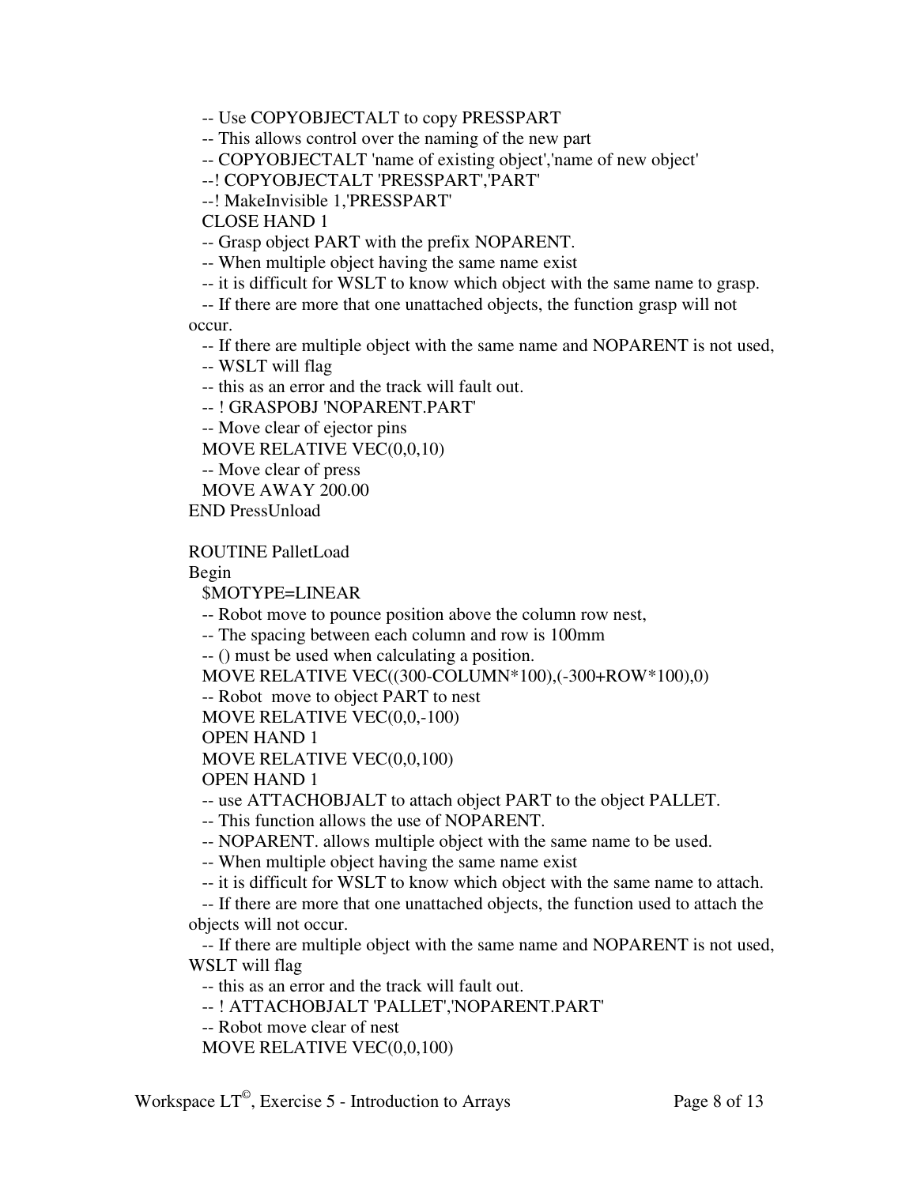```
  -- Use COPYOBJECTALT to copy PRESSPART
  -- This allows control over the naming of the new part
  -- COPYOBJECTALT 'name of existing object','name of new object'
  --! COPYOBJECTALT 'PRESSPART','PART'
  --! MakeInvisible 1,'PRESSPART'
  CLOSE HAND 1
  -- Grasp object PART with the prefix NOPARENT.
  -- When multiple object having the same name exist
  -- it is difficult for WSLT to know which object with the same name to grasp.
  -- If there are more that one unattached objects, the function grasp will not
occur.
  -- If there are multiple object with the same name and NOPARENT is not used,
  -- WSLT will flag
  -- this as an error and the track will fault out.
  -- ! GRASPOBJ 'NOPARENT.PART'
  -- Move clear of ejector pins
  MOVE RELATIVE VEC(0,0,10)
  -- Move clear of press
  MOVE AWAY 200.00
END PressUnload

ROUTINE PalletLoad
Begin
  $MOTYPE=LINEAR
  -- Robot move to pounce position above the column row nest,
  -- The spacing between each column and row is 100mm
  -- () must be used when calculating a position.
  MOVE RELATIVE VEC((300-COLUMN*100),(-300+ROW*100),0)
  -- Robot  move to object PART to nest
  MOVE RELATIVE VEC(0,0,-100)
  OPEN HAND 1
  MOVE RELATIVE VEC(0,0,100)
  OPEN HAND 1
  -- use ATTACHOBJALT to attach object PART to the object PALLET.
  -- This function allows the use of NOPARENT.
  -- NOPARENT. allows multiple object with the same name to be used.
  -- When multiple object having the same name exist
  -- it is difficult for WSLT to know which object with the same name to attach.
  -- If there are more that one unattached objects, the function used to attach the
objects will not occur.
  -- If there are multiple object with the same name and NOPARENT is not used,
WSLT will flag
  -- this as an error and the track will fault out.
  -- ! ATTACHOBJALT 'PALLET','NOPARENT.PART'
  -- Robot move clear of nest
  MOVE RELATIVE VEC(0,0,100)
```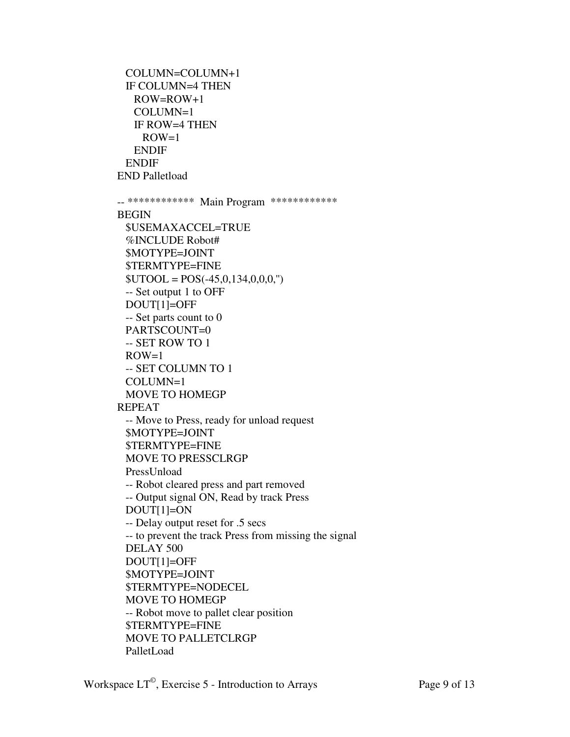```
  COLUMN=COLUMN+1
  IF COLUMN=4 THEN
    ROW=ROW+1
    COLUMN=1
    IF ROW=4 THEN
      ROW=1
    ENDIF
  ENDIF
END Palletload

-- ************  Main Program  ************
BEGIN
  $USEMAXACCEL=TRUE
  %INCLUDE Robot#
  $MOTYPE=JOINT
  $TERMTYPE=FINE
  $UTOOL = POS(-45,0,134,0,0,0,'')
  -- Set output 1 to OFF
  DOUT[1]=OFF
  -- Set parts count to 0
  PARTSCOUNT=0
  -- SET ROW TO 1
  ROW=1
  -- SET COLUMN TO 1
  COLUMN=1
  MOVE TO HOMEGP
REPEAT
  -- Move to Press, ready for unload request
  $MOTYPE=JOINT
  $TERMTYPE=FINE
  MOVE TO PRESSCLRGP
  PressUnload
  -- Robot cleared press and part removed
  -- Output signal ON, Read by track Press
  DOUT[1]=ON
  -- Delay output reset for .5 secs
  -- to prevent the track Press from missing the signal
  DELAY 500
  DOUT[1]=OFF
  $MOTYPE=JOINT
  $TERMTYPE=NODECEL
  MOVE TO HOMEGP
  -- Robot move to pallet clear position
  $TERMTYPE=FINE
  MOVE TO PALLETCLRGP
  PalletLoad
```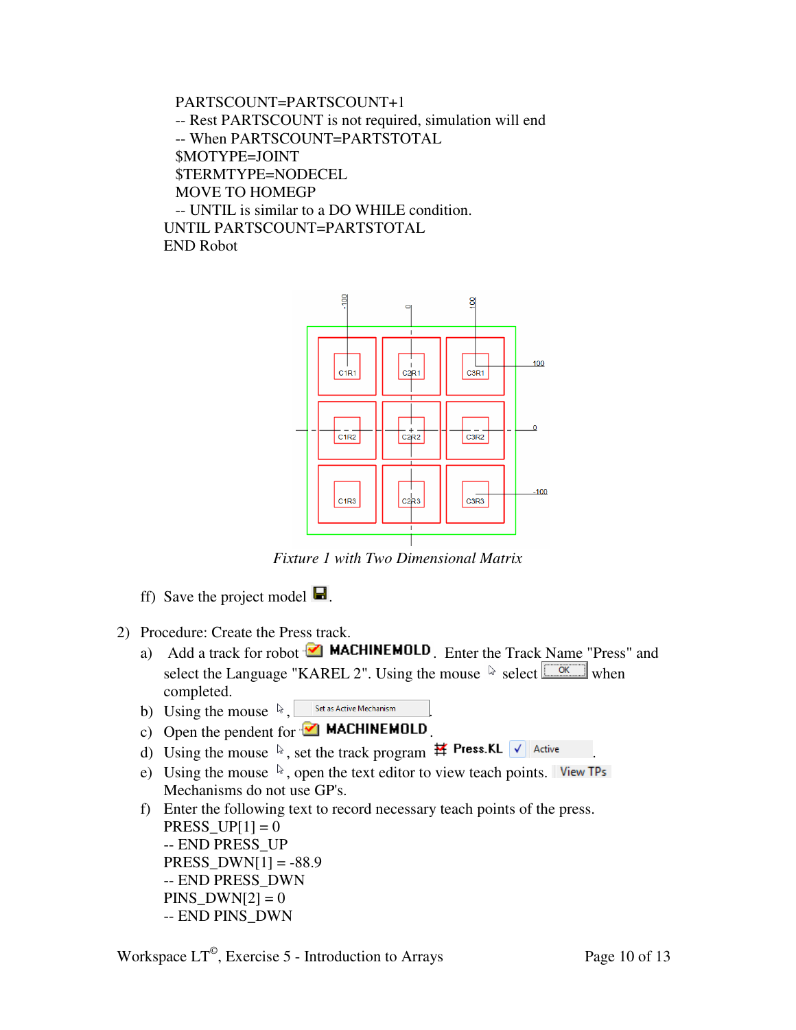```
   PARTSCOUNT=PARTSCOUNT+1
   -- Rest PARTSCOUNT is not required, simulation will end
   -- When PARTSCOUNT=PARTSTOTAL
   $MOTYPE=JOINT
   $TERMTYPE=NODECEL
   MOVE TO HOMEGP
   -- UNTIL is similar to a DO WHILE condition.
UNTIL PARTSCOUNT=PARTSTOTAL
END Robot
```

*Fixture 1 with Two Dimensional Matrix*

ff) Save the project model.

2) Procedure: Create the Press track.

a) Add a track for robot MACHINEMOLD. Enter the Track Name "Press" and select the Language "KAREL 2". Using the mouse select OK when completed.

b) Using the mouse, Set as Active Mechanism.

c) Open the pendent for MACHINEMOLD.

d) Using the mouse, set the track program Press.KL ✓ Active.

e) Using the mouse, open the text editor to view teach points. View TPs Mechanisms do not use GP's.

f) Enter the following text to record necessary teach points of the press.

```
PRESS_UP[1] = 0
-- END PRESS_UP
PRESS_DWN[1] = -88.9
-- END PRESS_DWN
PINS_DWN[2] = 0
-- END PINS_DWN
```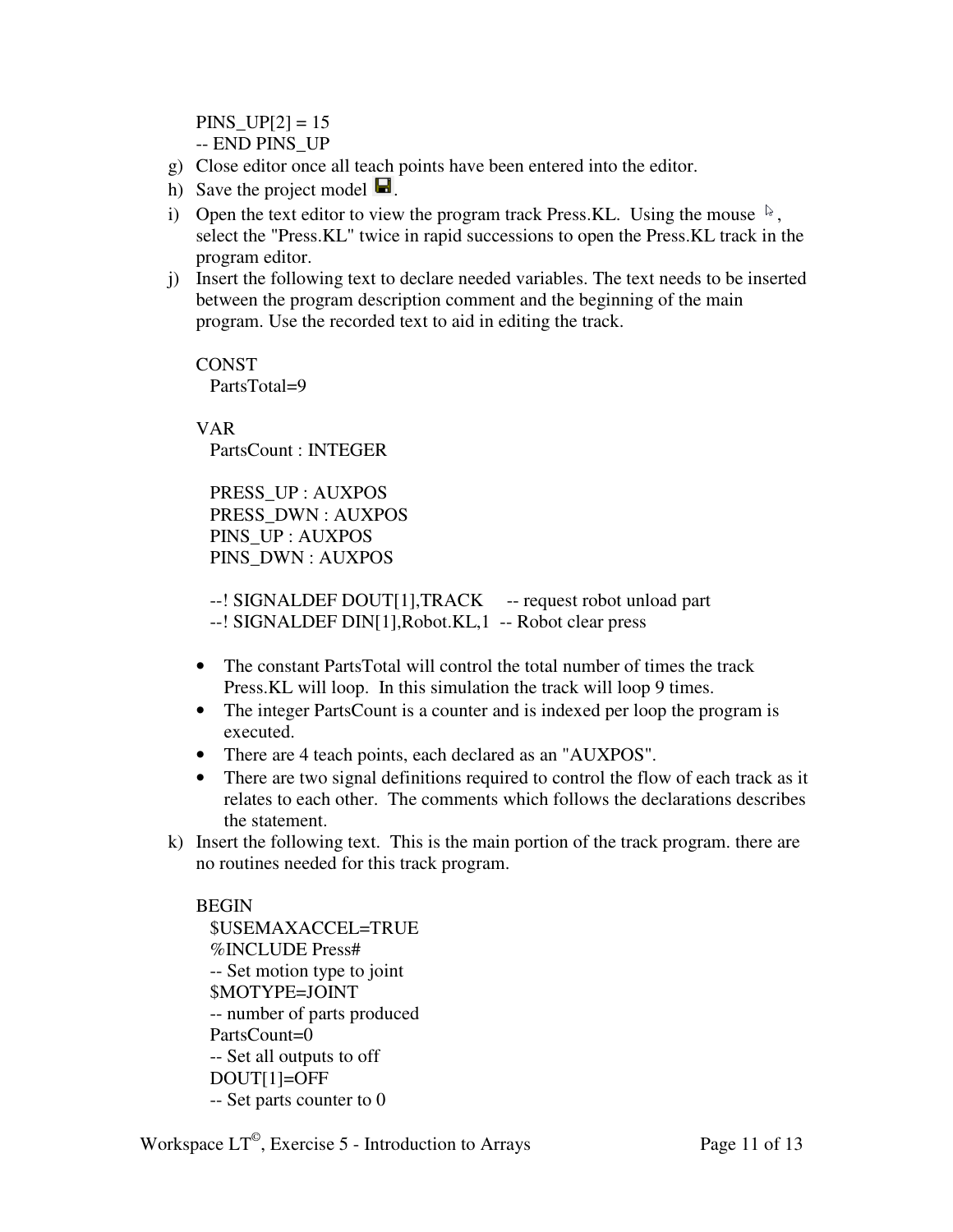```
PINS_UP[2] = 15
-- END PINS_UP
```

g) Close editor once all teach points have been entered into the editor.
h) Save the project model.
i) Open the text editor to view the program track Press.KL. Using the mouse, select the "Press.KL" twice in rapid successions to open the Press.KL track in the program editor.
j) Insert the following text to declare needed variables. The text needs to be inserted between the program description comment and the beginning of the main program. Use the recorded text to aid in editing the track.

```
CONST
  PartsTotal=9

VAR
  PartsCount : INTEGER

  PRESS_UP : AUXPOS
  PRESS_DWN : AUXPOS
  PINS_UP : AUXPOS
  PINS_DWN : AUXPOS

  --! SIGNALDEF DOUT[1],TRACK     -- request robot unload part
  --! SIGNALDEF DIN[1],Robot.KL,1  -- Robot clear press
```

- The constant PartsTotal will control the total number of times the track Press.KL will loop. In this simulation the track will loop 9 times.
- The integer PartsCount is a counter and is indexed per loop the program is executed.
- There are 4 teach points, each declared as an "AUXPOS".
- There are two signal definitions required to control the flow of each track as it relates to each other. The comments which follows the declarations describes the statement.

k) Insert the following text. This is the main portion of the track program. there are no routines needed for this track program.

```
BEGIN
  $USEMAXACCEL=TRUE
  %INCLUDE Press#
  -- Set motion type to joint
  $MOTYPE=JOINT
  -- number of parts produced
  PartsCount=0
  -- Set all outputs to off
  DOUT[1]=OFF
  -- Set parts counter to 0
```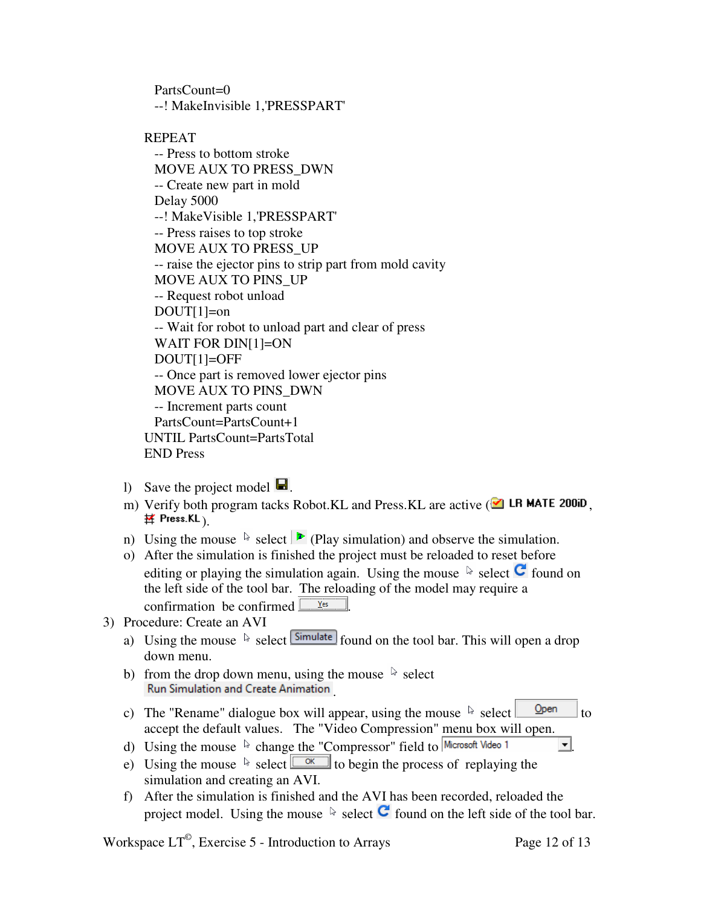```
    PartsCount=0
    --! MakeInvisible 1,'PRESSPART'

  REPEAT
    -- Press to bottom stroke
    MOVE AUX TO PRESS_DWN
    -- Create new part in mold
    Delay 5000
    --! MakeVisible 1,'PRESSPART'
    -- Press raises to top stroke
    MOVE AUX TO PRESS_UP
    -- raise the ejector pins to strip part from mold cavity
    MOVE AUX TO PINS_UP
    -- Request robot unload
    DOUT[1]=on
    -- Wait for robot to unload part and clear of press
    WAIT FOR DIN[1]=ON
    DOUT[1]=OFF
    -- Once part is removed lower ejector pins
    MOVE AUX TO PINS_DWN
    -- Increment parts count
    PartsCount=PartsCount+1
  UNTIL PartsCount=PartsTotal
  END Press
```

l) Save the project model .

m) Verify both program tacks Robot.KL and Press.KL are active ( **LR MATE 200iD**, **Press.KL**).

n) Using the mouse select (Play simulation) and observe the simulation.

o) After the simulation is finished the project must be reloaded to reset before editing or playing the simulation again. Using the mouse select found on the left side of the tool bar. The reloading of the model may require a confirmation be confirmed Yes.

3) Procedure: Create an AVI

a) Using the mouse select Simulate found on the tool bar. This will open a drop down menu.

b) from the drop down menu, using the mouse select Run Simulation and Create Animation.

c) The "Rename" dialogue box will appear, using the mouse select Open to accept the default values. The "Video Compression" menu box will open.

d) Using the mouse change the "Compressor" field to Microsoft Video 1.

e) Using the mouse select OK to begin the process of replaying the simulation and creating an AVI.

f) After the simulation is finished and the AVI has been recorded, reloaded the project model. Using the mouse select found on the left side of the tool bar.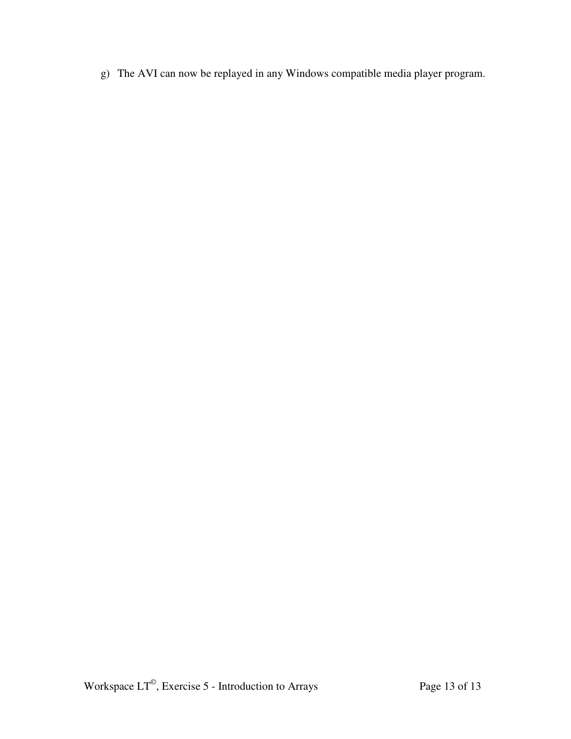g) The AVI can now be replayed in any Windows compatible media player program.